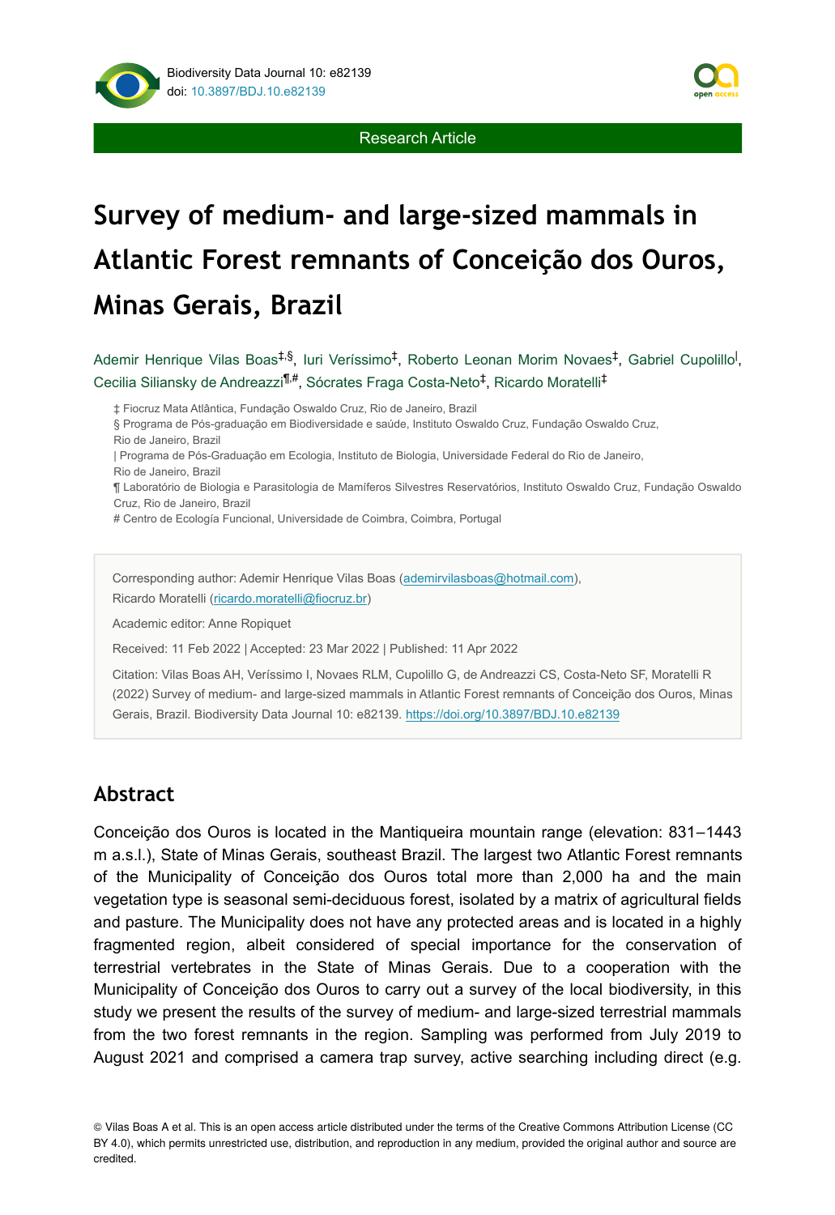Research Article

# Survey of medium- and large-sized mammals in Atlantic Forest remnants of Conceição dos Ouros, Minas Gerais, Brazil

Ademir Henrique Vilas Boas[‡,§], Iuri Veríssimo[‡], Roberto Leonan Morim Novaes[‡], Gabriel Cupolillo[|], Cecilia Siliansky de Andreazzi[¶,#], Sócrates Fraga Costa-Neto[‡], Ricardo Moratelli[‡]

‡ Fiocruz Mata Atlântica, Fundação Oswaldo Cruz, Rio de Janeiro, Brazil
§ Programa de Pós-graduação em Biodiversidade e saúde, Instituto Oswaldo Cruz, Fundação Oswaldo Cruz, Rio de Janeiro, Brazil
| Programa de Pós-Graduação em Ecologia, Instituto de Biologia, Universidade Federal do Rio de Janeiro, Rio de Janeiro, Brazil
¶ Laboratório de Biologia e Parasitologia de Mamíferos Silvestres Reservatórios, Instituto Oswaldo Cruz, Fundação Oswaldo Cruz, Rio de Janeiro, Brazil
# Centro de Ecología Funcional, Universidade de Coimbra, Coimbra, Portugal

Corresponding author: Ademir Henrique Vilas Boas (ademirvilasboas@hotmail.com), Ricardo Moratelli (ricardo.moratelli@fiocruz.br)

Academic editor: Anne Ropiquet

Received: 11 Feb 2022 | Accepted: 23 Mar 2022 | Published: 11 Apr 2022

Citation: Vilas Boas AH, Veríssimo I, Novaes RLM, Cupolillo G, de Andreazzi CS, Costa-Neto SF, Moratelli R (2022) Survey of medium- and large-sized mammals in Atlantic Forest remnants of Conceição dos Ouros, Minas Gerais, Brazil. Biodiversity Data Journal 10: e82139. https://doi.org/10.3897/BDJ.10.e82139

## Abstract

Conceição dos Ouros is located in the Mantiqueira mountain range (elevation: 831–1443 m a.s.l.), State of Minas Gerais, southeast Brazil. The largest two Atlantic Forest remnants of the Municipality of Conceição dos Ouros total more than 2,000 ha and the main vegetation type is seasonal semi-deciduous forest, isolated by a matrix of agricultural fields and pasture. The Municipality does not have any protected areas and is located in a highly fragmented region, albeit considered of special importance for the conservation of terrestrial vertebrates in the State of Minas Gerais. Due to a cooperation with the Municipality of Conceição dos Ouros to carry out a survey of the local biodiversity, in this study we present the results of the survey of medium- and large-sized terrestrial mammals from the two forest remnants in the region. Sampling was performed from July 2019 to August 2021 and comprised a camera trap survey, active searching including direct (e.g.

© Vilas Boas A et al. This is an open access article distributed under the terms of the Creative Commons Attribution License (CC BY 4.0), which permits unrestricted use, distribution, and reproduction in any medium, provided the original author and source are credited.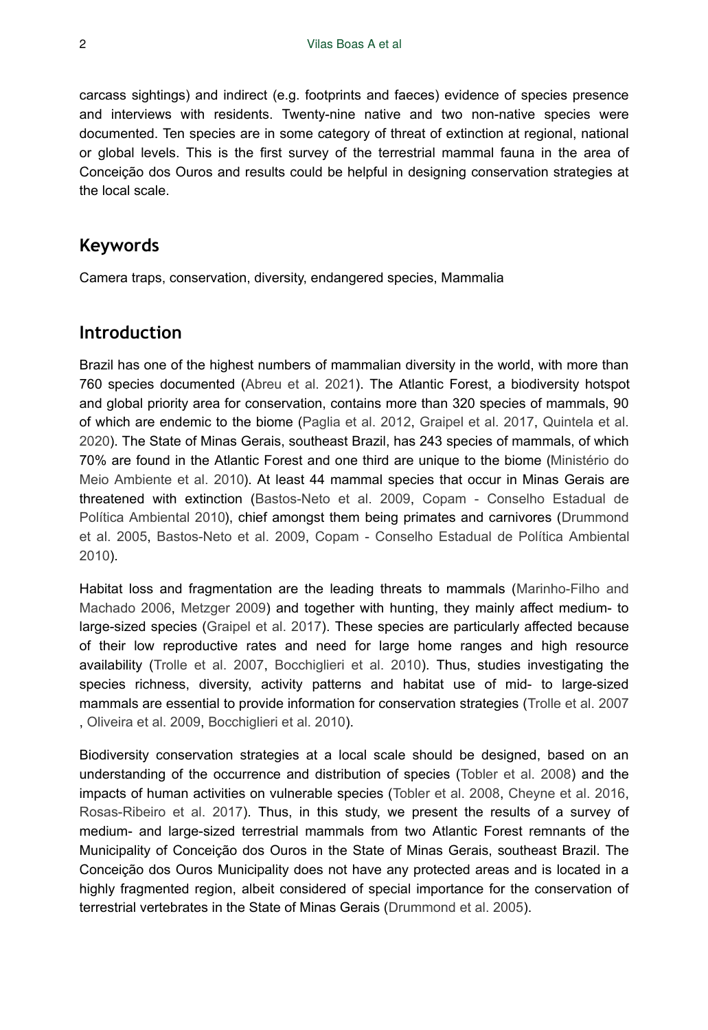carcass sightings) and indirect (e.g. footprints and faeces) evidence of species presence and interviews with residents. Twenty-nine native and two non-native species were documented. Ten species are in some category of threat of extinction at regional, national or global levels. This is the first survey of the terrestrial mammal fauna in the area of Conceição dos Ouros and results could be helpful in designing conservation strategies at the local scale.

## Keywords

Camera traps, conservation, diversity, endangered species, Mammalia

## Introduction

Brazil has one of the highest numbers of mammalian diversity in the world, with more than 760 species documented (Abreu et al. 2021). The Atlantic Forest, a biodiversity hotspot and global priority area for conservation, contains more than 320 species of mammals, 90 of which are endemic to the biome (Paglia et al. 2012, Graipel et al. 2017, Quintela et al. 2020). The State of Minas Gerais, southeast Brazil, has 243 species of mammals, of which 70% are found in the Atlantic Forest and one third are unique to the biome (Ministério do Meio Ambiente et al. 2010). At least 44 mammal species that occur in Minas Gerais are threatened with extinction (Bastos-Neto et al. 2009, Copam - Conselho Estadual de Política Ambiental 2010), chief amongst them being primates and carnivores (Drummond et al. 2005, Bastos-Neto et al. 2009, Copam - Conselho Estadual de Política Ambiental 2010).

Habitat loss and fragmentation are the leading threats to mammals (Marinho-Filho and Machado 2006, Metzger 2009) and together with hunting, they mainly affect medium- to large-sized species (Graipel et al. 2017). These species are particularly affected because of their low reproductive rates and need for large home ranges and high resource availability (Trolle et al. 2007, Bocchiglieri et al. 2010). Thus, studies investigating the species richness, diversity, activity patterns and habitat use of mid- to large-sized mammals are essential to provide information for conservation strategies (Trolle et al. 2007, Oliveira et al. 2009, Bocchiglieri et al. 2010).

Biodiversity conservation strategies at a local scale should be designed, based on an understanding of the occurrence and distribution of species (Tobler et al. 2008) and the impacts of human activities on vulnerable species (Tobler et al. 2008, Cheyne et al. 2016, Rosas-Ribeiro et al. 2017). Thus, in this study, we present the results of a survey of medium- and large-sized terrestrial mammals from two Atlantic Forest remnants of the Municipality of Conceição dos Ouros in the State of Minas Gerais, southeast Brazil. The Conceição dos Ouros Municipality does not have any protected areas and is located in a highly fragmented region, albeit considered of special importance for the conservation of terrestrial vertebrates in the State of Minas Gerais (Drummond et al. 2005).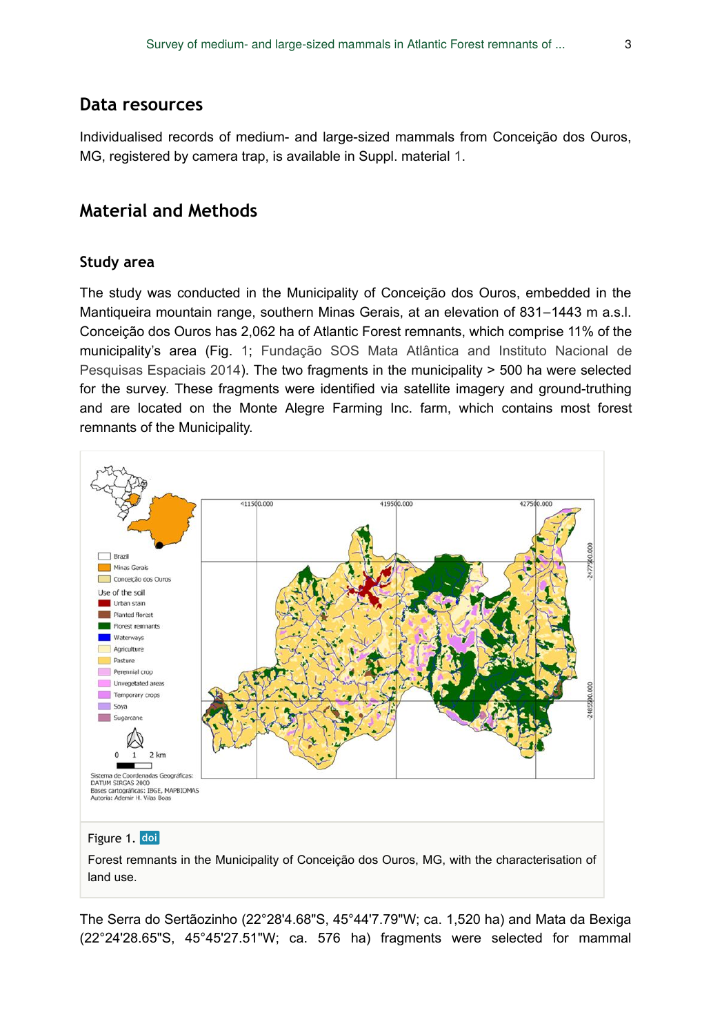## Data resources

Individualised records of medium- and large-sized mammals from Conceição dos Ouros, MG, registered by camera trap, is available in Suppl. material 1.

## Material and Methods

### Study area

The study was conducted in the Municipality of Conceição dos Ouros, embedded in the Mantiqueira mountain range, southern Minas Gerais, at an elevation of 831–1443 m a.s.l. Conceição dos Ouros has 2,062 ha of Atlantic Forest remnants, which comprise 11% of the municipality's area (Fig. 1; Fundação SOS Mata Atlântica and Instituto Nacional de Pesquisas Espaciais 2014). The two fragments in the municipality > 500 ha were selected for the survey. These fragments were identified via satellite imagery and ground-truthing and are located on the Monte Alegre Farming Inc. farm, which contains most forest remnants of the Municipality.

Figure 1. doi

Forest remnants in the Municipality of Conceição dos Ouros, MG, with the characterisation of land use.

The Serra do Sertãozinho (22°28'4.68"S, 45°44'7.79"W; ca. 1,520 ha) and Mata da Bexiga (22°24'28.65"S, 45°45'27.51"W; ca. 576 ha) fragments were selected for mammal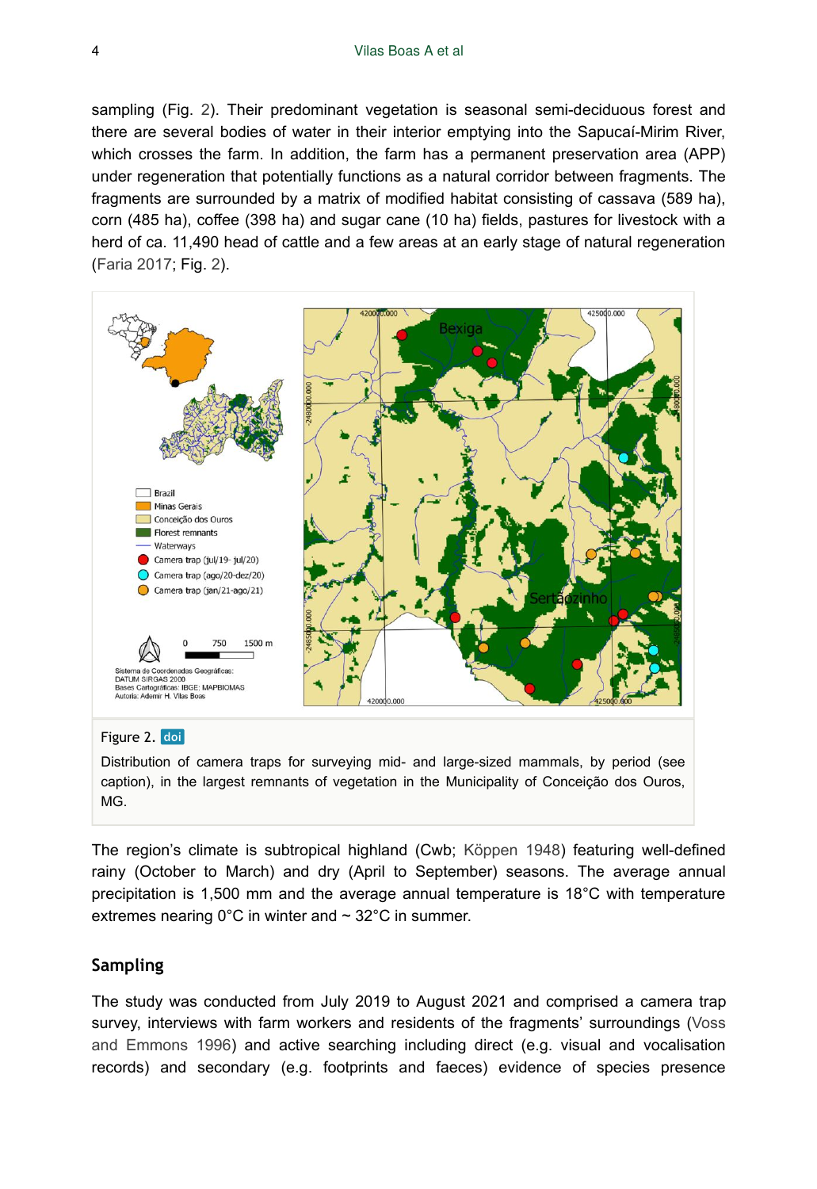sampling (Fig. 2). Their predominant vegetation is seasonal semi-deciduous forest and there are several bodies of water in their interior emptying into the Sapucaí-Mirim River, which crosses the farm. In addition, the farm has a permanent preservation area (APP) under regeneration that potentially functions as a natural corridor between fragments. The fragments are surrounded by a matrix of modified habitat consisting of cassava (589 ha), corn (485 ha), coffee (398 ha) and sugar cane (10 ha) fields, pastures for livestock with a herd of ca. 11,490 head of cattle and a few areas at an early stage of natural regeneration (Faria 2017; Fig. 2).

Figure 2. doi

Distribution of camera traps for surveying mid- and large-sized mammals, by period (see caption), in the largest remnants of vegetation in the Municipality of Conceição dos Ouros, MG.

The region's climate is subtropical highland (Cwb; Köppen 1948) featuring well-defined rainy (October to March) and dry (April to September) seasons. The average annual precipitation is 1,500 mm and the average annual temperature is 18°C with temperature extremes nearing 0°C in winter and ~ 32°C in summer.

## Sampling

The study was conducted from July 2019 to August 2021 and comprised a camera trap survey, interviews with farm workers and residents of the fragments' surroundings (Voss and Emmons 1996) and active searching including direct (e.g. visual and vocalisation records) and secondary (e.g. footprints and faeces) evidence of species presence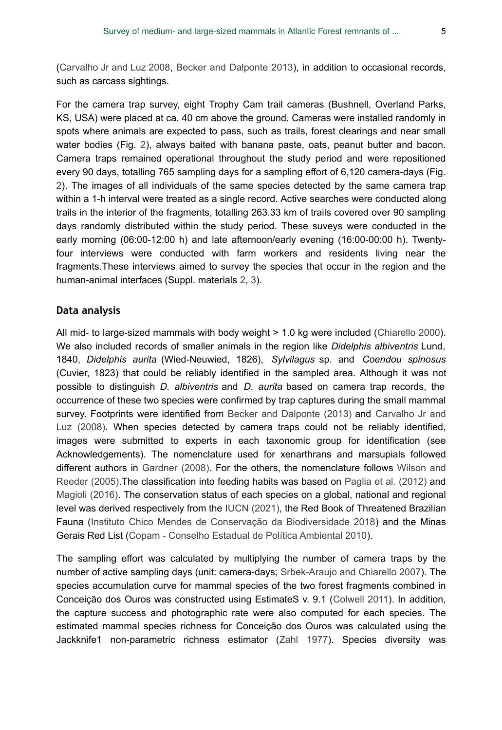(Carvalho Jr and Luz 2008, Becker and Dalponte 2013), in addition to occasional records, such as carcass sightings.

For the camera trap survey, eight Trophy Cam trail cameras (Bushnell, Overland Parks, KS, USA) were placed at ca. 40 cm above the ground. Cameras were installed randomly in spots where animals are expected to pass, such as trails, forest clearings and near small water bodies (Fig. 2), always baited with banana paste, oats, peanut butter and bacon. Camera traps remained operational throughout the study period and were repositioned every 90 days, totalling 765 sampling days for a sampling effort of 6,120 camera-days (Fig. 2). The images of all individuals of the same species detected by the same camera trap within a 1-h interval were treated as a single record. Active searches were conducted along trails in the interior of the fragments, totalling 263.33 km of trails covered over 90 sampling days randomly distributed within the study period. These suveys were conducted in the early morning (06:00-12:00 h) and late afternoon/early evening (16:00-00:00 h). Twenty-four interviews were conducted with farm workers and residents living near the fragments.These interviews aimed to survey the species that occur in the region and the human-animal interfaces (Suppl. materials 2, 3).

## Data analysis

All mid- to large-sized mammals with body weight > 1.0 kg were included (Chiarello 2000). We also included records of smaller animals in the region like *Didelphis albiventris* Lund, 1840, *Didelphis aurita* (Wied-Neuwied, 1826), *Sylvilagus* sp. and *Coendou spinosus* (Cuvier, 1823) that could be reliably identified in the sampled area. Although it was not possible to distinguish *D. albiventris* and *D. aurita* based on camera trap records, the occurrence of these two species were confirmed by trap captures during the small mammal survey. Footprints were identified from Becker and Dalponte (2013) and Carvalho Jr and Luz (2008). When species detected by camera traps could not be reliably identified, images were submitted to experts in each taxonomic group for identification (see Acknowledgements). The nomenclature used for xenarthrans and marsupials followed different authors in Gardner (2008). For the others, the nomenclature follows Wilson and Reeder (2005).The classification into feeding habits was based on Paglia et al. (2012) and Magioli (2016). The conservation status of each species on a global, national and regional level was derived respectively from the IUCN (2021), the Red Book of Threatened Brazilian Fauna (Instituto Chico Mendes de Conservação da Biodiversidade 2018) and the Minas Gerais Red List (Copam - Conselho Estadual de Política Ambiental 2010).

The sampling effort was calculated by multiplying the number of camera traps by the number of active sampling days (unit: camera-days; Srbek-Araujo and Chiarello 2007). The species accumulation curve for mammal species of the two forest fragments combined in Conceição dos Ouros was constructed using EstimateS v. 9.1 (Colwell 2011). In addition, the capture success and photographic rate were also computed for each species. The estimated mammal species richness for Conceição dos Ouros was calculated using the Jackknife1 non-parametric richness estimator (Zahl 1977). Species diversity was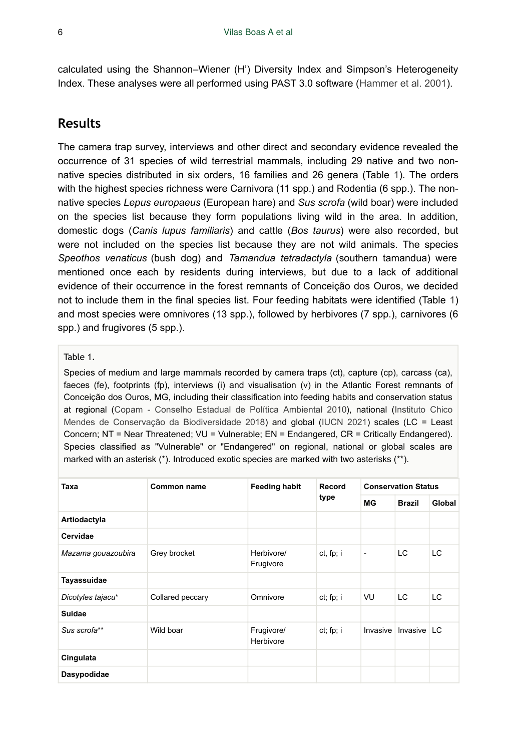calculated using the Shannon–Wiener (H') Diversity Index and Simpson's Heterogeneity Index. These analyses were all performed using PAST 3.0 software (Hammer et al. 2001).

## Results

The camera trap survey, interviews and other direct and secondary evidence revealed the occurrence of 31 species of wild terrestrial mammals, including 29 native and two non-native species distributed in six orders, 16 families and 26 genera (Table 1). The orders with the highest species richness were Carnivora (11 spp.) and Rodentia (6 spp.). The non-native species *Lepus europaeus* (European hare) and *Sus scrofa* (wild boar) were included on the species list because they form populations living wild in the area. In addition, domestic dogs (*Canis lupus familiaris*) and cattle (*Bos taurus*) were also recorded, but were not included on the species list because they are not wild animals. The species *Speothos venaticus* (bush dog) and *Tamandua tetradactyla* (southern tamandua) were mentioned once each by residents during interviews, but due to a lack of additional evidence of their occurrence in the forest remnants of Conceição dos Ouros, we decided not to include them in the final species list. Four feeding habitats were identified (Table 1) and most species were omnivores (13 spp.), followed by herbivores (7 spp.), carnivores (6 spp.) and frugivores (5 spp.).

Table 1.

Species of medium and large mammals recorded by camera traps (ct), capture (cp), carcass (ca), faeces (fe), footprints (fp), interviews (i) and visualisation (v) in the Atlantic Forest remnants of Conceição dos Ouros, MG, including their classification into feeding habits and conservation status at regional (Copam - Conselho Estadual de Política Ambiental 2010), national (Instituto Chico Mendes de Conservação da Biodiversidade 2018) and global (IUCN 2021) scales (LC = Least Concern; NT = Near Threatened; VU = Vulnerable; EN = Endangered, CR = Critically Endangered). Species classified as "Vulnerable" or "Endangered" on regional, national or global scales are marked with an asterisk (*). Introduced exotic species are marked with two asterisks (**).

| Taxa | Common name | Feeding habit | Record type | Conservation Status | | |
|---|---|---|---|---|---|---|
| | | | | MG | Brazil | Global |
| **Artiodactyla** | | | | | | |
| **Cervidae** | | | | | | |
| *Mazama gouazoubira* | Grey brocket | Herbivore/ Frugivore | ct, fp; i | - | LC | LC |
| **Tayassuidae** | | | | | | |
| *Dicotyles tajacu** | Collared peccary | Omnivore | ct; fp; i | VU | LC | LC |
| **Suidae** | | | | | | |
| *Sus scrofa*** | Wild boar | Frugivore/ Herbivore | ct; fp; i | Invasive | Invasive | LC |
| **Cingulata** | | | | | | |
| **Dasypodidae** | | | | | | |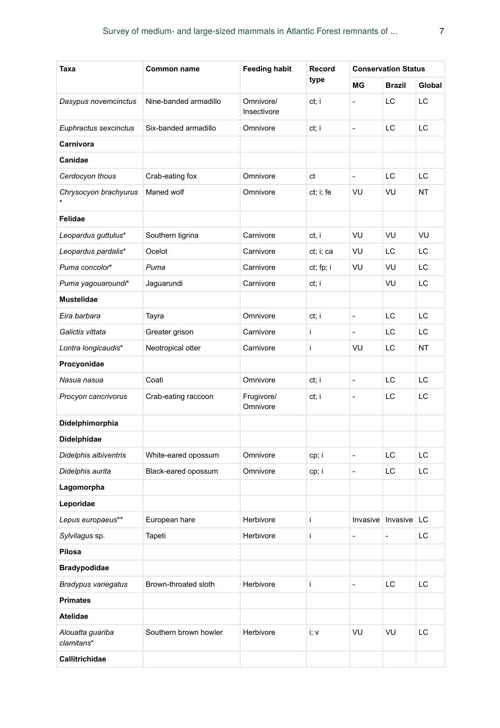| Taxa | Common name | Feeding habit | Record type | Conservation Status | | |
|---|---|---|---|---|---|---|
| | | | | MG | Brazil | Global |
| *Dasypus novemcinctus* | Nine-banded armadillo | Omnivore/ Insectivore | ct; i | - | LC | LC |
| *Euphractus sexcinctus* | Six-banded armadillo | Omnivore | ct; i | - | LC | LC |
| **Carnivora** | | | | | | |
| **Canidae** | | | | | | |
| *Cerdocyon thous* | Crab-eating fox | Omnivore | ct | - | LC | LC |
| *Chrysocyon brachyurus* * | Maned wolf | Omnivore | ct; i; fe | VU | VU | NT |
| **Felidae** | | | | | | |
| *Leopardus guttulus** | Southern tigrina | Carnivore | ct, i | VU | VU | VU |
| *Leopardus pardalis** | Ocelot | Carnivore | ct; i; ca | VU | LC | LC |
| *Puma concolor** | *Puma* | Carnivore | ct; fp; i | VU | VU | LC |
| *Puma yagouaroundi** | Jaguarundi | Carnivore | ct; i | | VU | LC |
| **Mustelidae** | | | | | | |
| *Eira barbara* | Tayra | Omnivore | ct; i | - | LC | LC |
| *Galictis vittata* | Greater grison | Carnivore | i | - | LC | LC |
| *Lontra longicaudis** | Neotropical otter | Carnivore | i | VU | LC | NT |
| **Procyonidae** | | | | | | |
| *Nasua nasua* | Coati | Omnivore | ct; i | - | LC | LC |
| *Procyon cancrivorus* | Crab-eating raccoon | Frugivore/ Omnivore | ct; i | - | LC | LC |
| **Didelphimorphia** | | | | | | |
| **Didelphidae** | | | | | | |
| *Didelphis albiventris* | White-eared opossum | Omnivore | cp; i | - | LC | LC |
| *Didelphis aurita* | Black-eared opossum | Omnivore | cp; i | - | LC | LC |
| **Lagomorpha** | | | | | | |
| **Leporidae** | | | | | | |
| *Lepus europaeus*** | European hare | Herbivore | i | Invasive | Invasive | LC |
| *Sylvilagus* sp. | Tapeti | Herbivore | i | - | - | LC |
| **Pilosa** | | | | | | |
| **Bradypodidae** | | | | | | |
| *Bradypus variegatus* | Brown-throated sloth | Herbivore | i | - | LC | LC |
| **Primates** | | | | | | |
| **Atelidae** | | | | | | |
| *Alouatta guariba clamitans** | Southern brown howler | Herbivore | i; v | VU | VU | LC |
| **Callitrichidae** | | | | | | |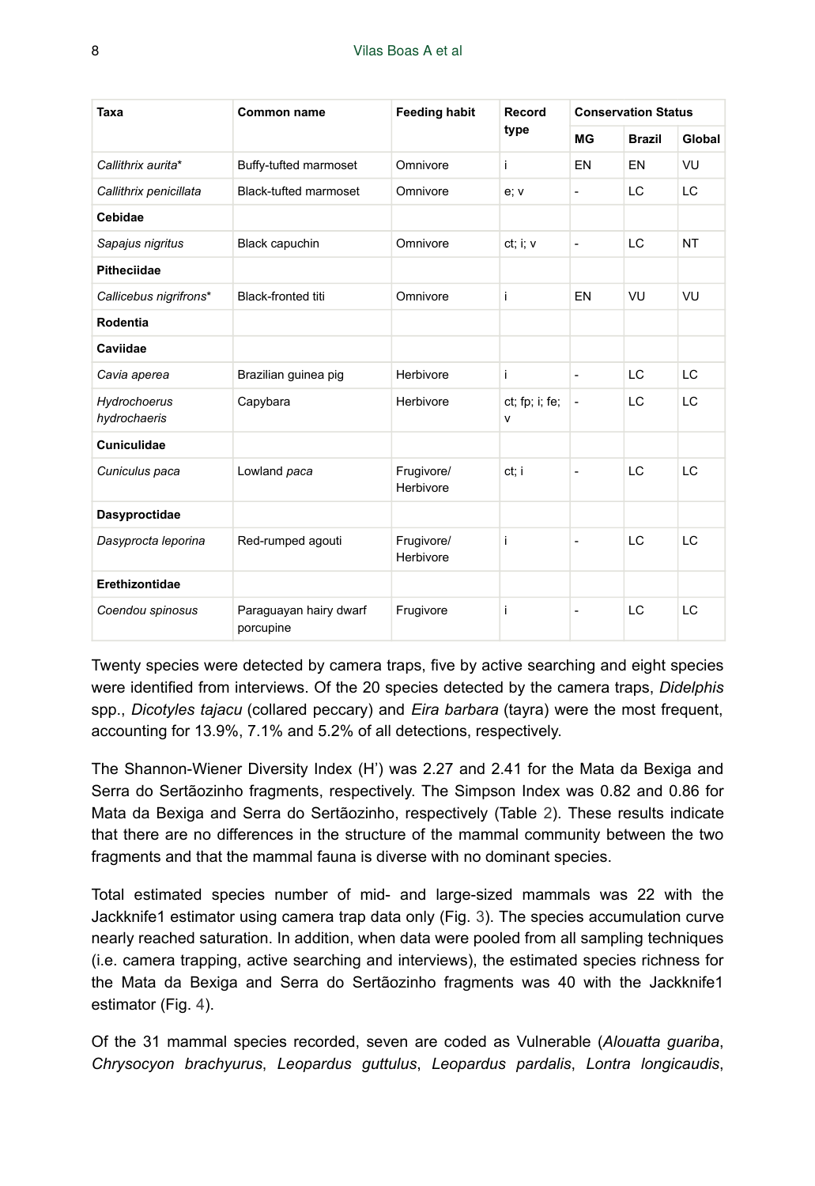| Taxa | Common name | Feeding habit | Record type | Conservation Status | | |
|---|---|---|---|---|---|---|
| | | | | MG | Brazil | Global |
| *Callithrix aurita** | Buffy-tufted marmoset | Omnivore | i | EN | EN | VU |
| *Callithrix penicillata* | Black-tufted marmoset | Omnivore | e; v | - | LC | LC |
| **Cebidae** | | | | | | |
| *Sapajus nigritus* | Black capuchin | Omnivore | ct; i; v | - | LC | NT |
| **Pitheciidae** | | | | | | |
| *Callicebus nigrifrons** | Black-fronted titi | Omnivore | i | EN | VU | VU |
| **Rodentia** | | | | | | |
| **Caviidae** | | | | | | |
| *Cavia aperea* | Brazilian guinea pig | Herbivore | i | - | LC | LC |
| *Hydrochoerus hydrochaeris* | Capybara | Herbivore | ct; fp; i; fe; v | - | LC | LC |
| **Cuniculidae** | | | | | | |
| *Cuniculus paca* | Lowland *paca* | Frugivore/ Herbivore | ct; i | - | LC | LC |
| **Dasyproctidae** | | | | | | |
| *Dasyprocta leporina* | Red-rumped agouti | Frugivore/ Herbivore | i | - | LC | LC |
| **Erethizontidae** | | | | | | |
| *Coendou spinosus* | Paraguayan hairy dwarf porcupine | Frugivore | i | - | LC | LC |

Twenty species were detected by camera traps, five by active searching and eight species were identified from interviews. Of the 20 species detected by the camera traps, *Didelphis* spp., *Dicotyles tajacu* (collared peccary) and *Eira barbara* (tayra) were the most frequent, accounting for 13.9%, 7.1% and 5.2% of all detections, respectively.

The Shannon-Wiener Diversity Index (H') was 2.27 and 2.41 for the Mata da Bexiga and Serra do Sertãozinho fragments, respectively. The Simpson Index was 0.82 and 0.86 for Mata da Bexiga and Serra do Sertãozinho, respectively (Table 2). These results indicate that there are no differences in the structure of the mammal community between the two fragments and that the mammal fauna is diverse with no dominant species.

Total estimated species number of mid- and large-sized mammals was 22 with the Jackknife1 estimator using camera trap data only (Fig. 3). The species accumulation curve nearly reached saturation. In addition, when data were pooled from all sampling techniques (i.e. camera trapping, active searching and interviews), the estimated species richness for the Mata da Bexiga and Serra do Sertãozinho fragments was 40 with the Jackknife1 estimator (Fig. 4).

Of the 31 mammal species recorded, seven are coded as Vulnerable (*Alouatta guariba*, *Chrysocyon brachyurus*, *Leopardus guttulus*, *Leopardus pardalis*, *Lontra longicaudis*,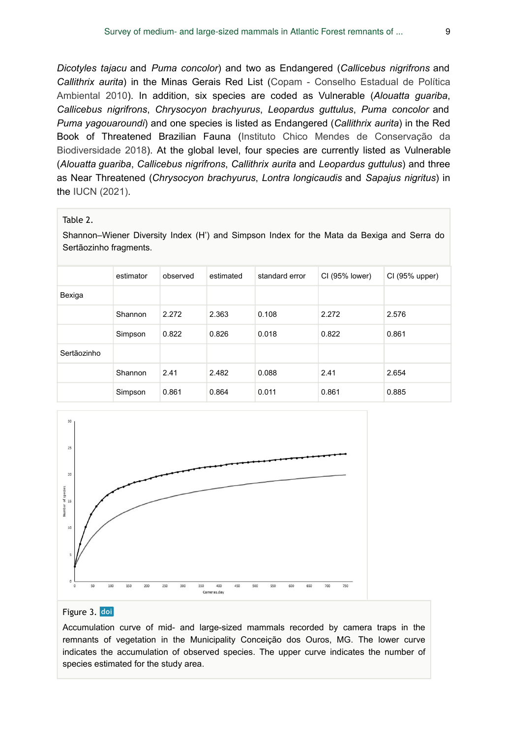*Dicotyles tajacu* and *Puma concolor*) and two as Endangered (*Callicebus nigrifrons* and *Callithrix aurita*) in the Minas Gerais Red List (Copam - Conselho Estadual de Política Ambiental 2010). In addition, six species are coded as Vulnerable (*Alouatta guariba*, *Callicebus nigrifrons*, *Chrysocyon brachyurus*, *Leopardus guttulus*, *Puma concolor* and *Puma yagouaroundi*) and one species is listed as Endangered (*Callithrix aurita*) in the Red Book of Threatened Brazilian Fauna (Instituto Chico Mendes de Conservação da Biodiversidade 2018). At the global level, four species are currently listed as Vulnerable (*Alouatta guariba*, *Callicebus nigrifrons*, *Callithrix aurita* and *Leopardus guttulus*) and three as Near Threatened (*Chrysocyon brachyurus*, *Lontra longicaudis* and *Sapajus nigritus*) in the IUCN (2021).

Table 2.

Shannon–Wiener Diversity Index (H') and Simpson Index for the Mata da Bexiga and Serra do Sertãozinho fragments.

| | estimator | observed | estimated | standard error | CI (95% lower) | CI (95% upper) |
|---|---|---|---|---|---|---|
| Bexiga | | | | | | |
| | Shannon | 2.272 | 2.363 | 0.108 | 2.272 | 2.576 |
| | Simpson | 0.822 | 0.826 | 0.018 | 0.822 | 0.861 |
| Sertãozinho | | | | | | |
| | Shannon | 2.41 | 2.482 | 0.088 | 2.41 | 2.654 |
| | Simpson | 0.861 | 0.864 | 0.011 | 0.861 | 0.885 |

Figure 3. doi

Accumulation curve of mid- and large-sized mammals recorded by camera traps in the remnants of vegetation in the Municipality Conceição dos Ouros, MG. The lower curve indicates the accumulation of observed species. The upper curve indicates the number of species estimated for the study area.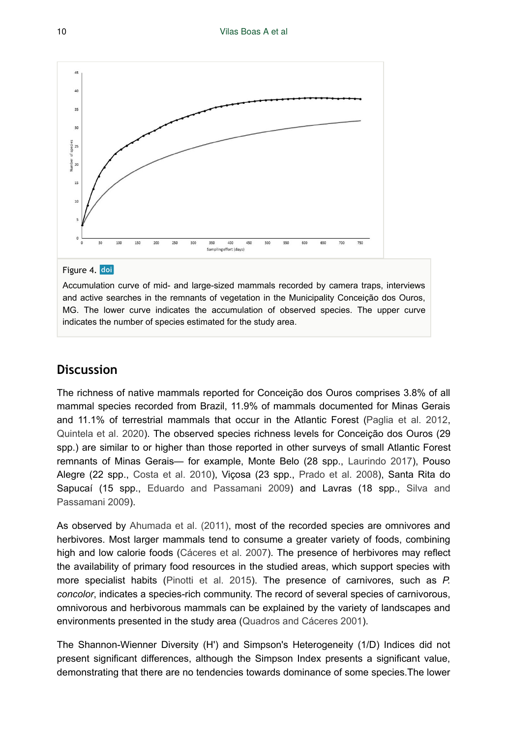Figure 4. doi

Accumulation curve of mid- and large-sized mammals recorded by camera traps, interviews and active searches in the remnants of vegetation in the Municipality Conceição dos Ouros, MG. The lower curve indicates the accumulation of observed species. The upper curve indicates the number of species estimated for the study area.

## Discussion

The richness of native mammals reported for Conceição dos Ouros comprises 3.8% of all mammal species recorded from Brazil, 11.9% of mammals documented for Minas Gerais and 11.1% of terrestrial mammals that occur in the Atlantic Forest (Paglia et al. 2012, Quintela et al. 2020). The observed species richness levels for Conceição dos Ouros (29 spp.) are similar to or higher than those reported in other surveys of small Atlantic Forest remnants of Minas Gerais— for example, Monte Belo (28 spp., Laurindo 2017), Pouso Alegre (22 spp., Costa et al. 2010), Viçosa (23 spp., Prado et al. 2008), Santa Rita do Sapucaí (15 spp., Eduardo and Passamani 2009) and Lavras (18 spp., Silva and Passamani 2009).

As observed by Ahumada et al. (2011), most of the recorded species are omnivores and herbivores. Most larger mammals tend to consume a greater variety of foods, combining high and low calorie foods (Cáceres et al. 2007). The presence of herbivores may reflect the availability of primary food resources in the studied areas, which support species with more specialist habits (Pinotti et al. 2015). The presence of carnivores, such as *P. concolor*, indicates a species-rich community. The record of several species of carnivorous, omnivorous and herbivorous mammals can be explained by the variety of landscapes and environments presented in the study area (Quadros and Cáceres 2001).

The Shannon-Wienner Diversity (H') and Simpson's Heterogeneity (1/D) Indices did not present significant differences, although the Simpson Index presents a significant value, demonstrating that there are no tendencies towards dominance of some species.The lower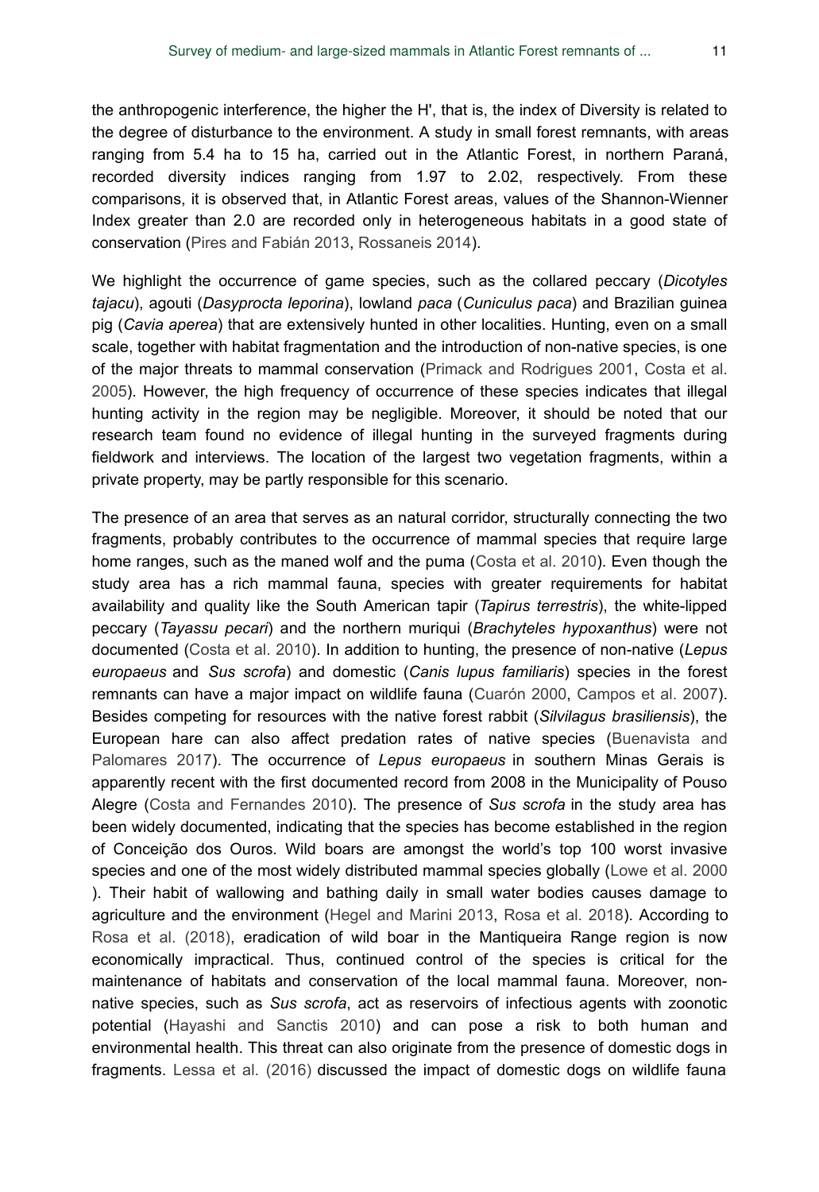the anthropogenic interference, the higher the H', that is, the index of Diversity is related to the degree of disturbance to the environment. A study in small forest remnants, with areas ranging from 5.4 ha to 15 ha, carried out in the Atlantic Forest, in northern Paraná, recorded diversity indices ranging from 1.97 to 2.02, respectively. From these comparisons, it is observed that, in Atlantic Forest areas, values of the Shannon-Wienner Index greater than 2.0 are recorded only in heterogeneous habitats in a good state of conservation (Pires and Fabián 2013, Rossaneis 2014).

We highlight the occurrence of game species, such as the collared peccary (*Dicotyles tajacu*), agouti (*Dasyprocta leporina*), lowland *paca* (*Cuniculus paca*) and Brazilian guinea pig (*Cavia aperea*) that are extensively hunted in other localities. Hunting, even on a small scale, together with habitat fragmentation and the introduction of non-native species, is one of the major threats to mammal conservation (Primack and Rodrigues 2001, Costa et al. 2005). However, the high frequency of occurrence of these species indicates that illegal hunting activity in the region may be negligible. Moreover, it should be noted that our research team found no evidence of illegal hunting in the surveyed fragments during fieldwork and interviews. The location of the largest two vegetation fragments, within a private property, may be partly responsible for this scenario.

The presence of an area that serves as an natural corridor, structurally connecting the two fragments, probably contributes to the occurrence of mammal species that require large home ranges, such as the maned wolf and the puma (Costa et al. 2010). Even though the study area has a rich mammal fauna, species with greater requirements for habitat availability and quality like the South American tapir (*Tapirus terrestris*), the white-lipped peccary (*Tayassu pecari*) and the northern muriqui (*Brachyteles hypoxanthus*) were not documented (Costa et al. 2010). In addition to hunting, the presence of non-native (*Lepus europaeus* and *Sus scrofa*) and domestic (*Canis lupus familiaris*) species in the forest remnants can have a major impact on wildlife fauna (Cuarón 2000, Campos et al. 2007). Besides competing for resources with the native forest rabbit (*Silvilagus brasiliensis*), the European hare can also affect predation rates of native species (Buenavista and Palomares 2017). The occurrence of *Lepus europaeus* in southern Minas Gerais is apparently recent with the first documented record from 2008 in the Municipality of Pouso Alegre (Costa and Fernandes 2010). The presence of *Sus scrofa* in the study area has been widely documented, indicating that the species has become established in the region of Conceição dos Ouros. Wild boars are amongst the world's top 100 worst invasive species and one of the most widely distributed mammal species globally (Lowe et al. 2000). Their habit of wallowing and bathing daily in small water bodies causes damage to agriculture and the environment (Hegel and Marini 2013, Rosa et al. 2018). According to Rosa et al. (2018), eradication of wild boar in the Mantiqueira Range region is now economically impractical. Thus, continued control of the species is critical for the maintenance of habitats and conservation of the local mammal fauna. Moreover, non-native species, such as *Sus scrofa*, act as reservoirs of infectious agents with zoonotic potential (Hayashi and Sanctis 2010) and can pose a risk to both human and environmental health. This threat can also originate from the presence of domestic dogs in fragments. Lessa et al. (2016) discussed the impact of domestic dogs on wildlife fauna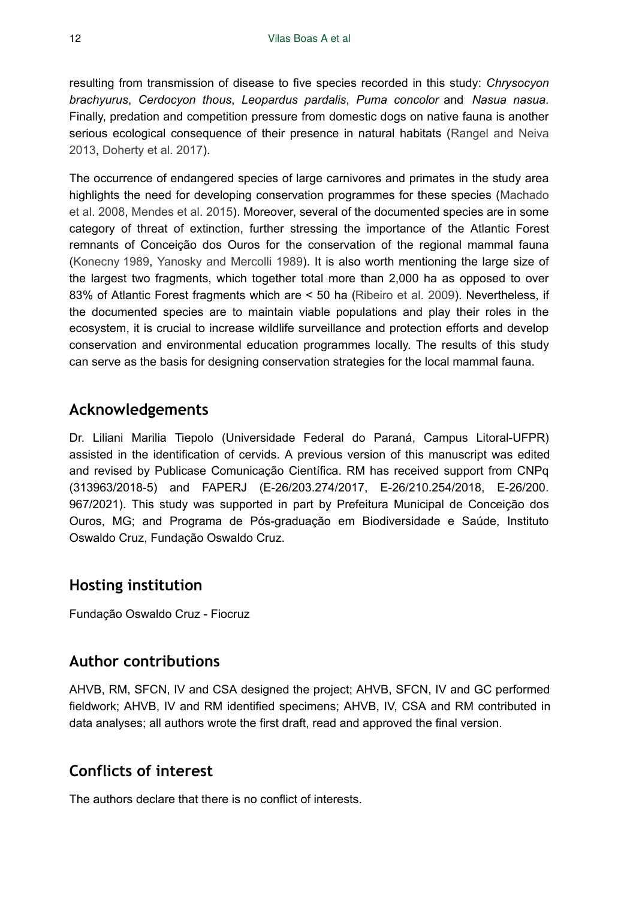resulting from transmission of disease to five species recorded in this study: *Chrysocyon brachyurus*, *Cerdocyon thous*, *Leopardus pardalis*, *Puma concolor* and *Nasua nasua*. Finally, predation and competition pressure from domestic dogs on native fauna is another serious ecological consequence of their presence in natural habitats (Rangel and Neiva 2013, Doherty et al. 2017).

The occurrence of endangered species of large carnivores and primates in the study area highlights the need for developing conservation programmes for these species (Machado et al. 2008, Mendes et al. 2015). Moreover, several of the documented species are in some category of threat of extinction, further stressing the importance of the Atlantic Forest remnants of Conceição dos Ouros for the conservation of the regional mammal fauna (Konecny 1989, Yanosky and Mercolli 1989). It is also worth mentioning the large size of the largest two fragments, which together total more than 2,000 ha as opposed to over 83% of Atlantic Forest fragments which are < 50 ha (Ribeiro et al. 2009). Nevertheless, if the documented species are to maintain viable populations and play their roles in the ecosystem, it is crucial to increase wildlife surveillance and protection efforts and develop conservation and environmental education programmes locally. The results of this study can serve as the basis for designing conservation strategies for the local mammal fauna.

## Acknowledgements

Dr. Liliani Marilia Tiepolo (Universidade Federal do Paraná, Campus Litoral-UFPR) assisted in the identification of cervids. A previous version of this manuscript was edited and revised by Publicase Comunicação Científica. RM has received support from CNPq (313963/2018-5) and FAPERJ (E-26/203.274/2017, E-26/210.254/2018, E-26/200. 967/2021). This study was supported in part by Prefeitura Municipal de Conceição dos Ouros, MG; and Programa de Pós-graduação em Biodiversidade e Saúde, Instituto Oswaldo Cruz, Fundação Oswaldo Cruz.

## Hosting institution

Fundação Oswaldo Cruz - Fiocruz

## Author contributions

AHVB, RM, SFCN, IV and CSA designed the project; AHVB, SFCN, IV and GC performed fieldwork; AHVB, IV and RM identified specimens; AHVB, IV, CSA and RM contributed in data analyses; all authors wrote the first draft, read and approved the final version.

## Conflicts of interest

The authors declare that there is no conflict of interests.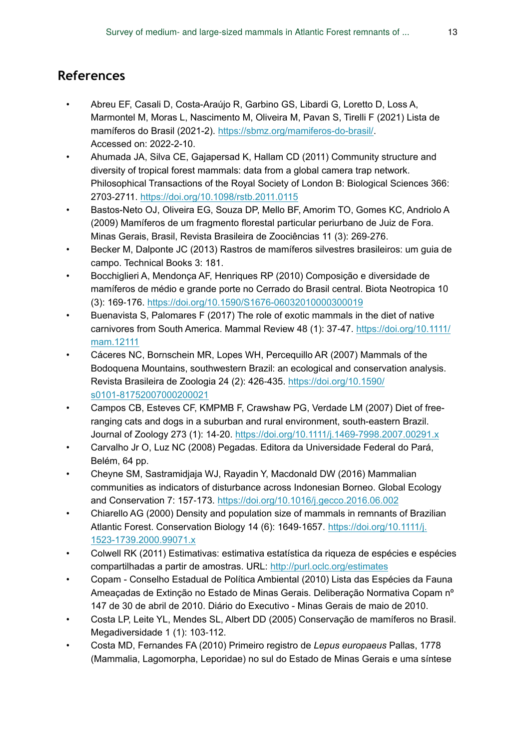## References

- Abreu EF, Casali D, Costa-Araújo R, Garbino GS, Libardi G, Loretto D, Loss A, Marmontel M, Moras L, Nascimento M, Oliveira M, Pavan S, Tirelli F (2021) Lista de mamíferos do Brasil (2021-2). https://sbmz.org/mamiferos-do-brasil/. Accessed on: 2022-2-10.
- Ahumada JA, Silva CE, Gajapersad K, Hallam CD (2011) Community structure and diversity of tropical forest mammals: data from a global camera trap network. Philosophical Transactions of the Royal Society of London B: Biological Sciences 366: 2703-2711. https://doi.org/10.1098/rstb.2011.0115
- Bastos-Neto OJ, Oliveira EG, Souza DP, Mello BF, Amorim TO, Gomes KC, Andriolo A (2009) Mamíferos de um fragmento florestal particular periurbano de Juiz de Fora. Minas Gerais, Brasil, Revista Brasileira de Zoociências 11 (3): 269-276.
- Becker M, Dalponte JC (2013) Rastros de mamíferos silvestres brasileiros: um guia de campo. Technical Books 3: 181.
- Bocchiglieri A, Mendonça AF, Henriques RP (2010) Composição e diversidade de mamíferos de médio e grande porte no Cerrado do Brasil central. Biota Neotropica 10 (3): 169-176. https://doi.org/10.1590/S1676-06032010000300019
- Buenavista S, Palomares F (2017) The role of exotic mammals in the diet of native carnivores from South America. Mammal Review 48 (1): 37-47. https://doi.org/10.1111/mam.12111
- Cáceres NC, Bornschein MR, Lopes WH, Percequillo AR (2007) Mammals of the Bodoquena Mountains, southwestern Brazil: an ecological and conservation analysis. Revista Brasileira de Zoologia 24 (2): 426-435. https://doi.org/10.1590/s0101-81752007000200021
- Campos CB, Esteves CF, KMPMB F, Crawshaw PG, Verdade LM (2007) Diet of free-ranging cats and dogs in a suburban and rural environment, south-eastern Brazil. Journal of Zoology 273 (1): 14-20. https://doi.org/10.1111/j.1469-7998.2007.00291.x
- Carvalho Jr O, Luz NC (2008) Pegadas. Editora da Universidade Federal do Pará, Belém, 64 pp.
- Cheyne SM, Sastramidjaja WJ, Rayadin Y, Macdonald DW (2016) Mammalian communities as indicators of disturbance across Indonesian Borneo. Global Ecology and Conservation 7: 157-173. https://doi.org/10.1016/j.gecco.2016.06.002
- Chiarello AG (2000) Density and population size of mammals in remnants of Brazilian Atlantic Forest. Conservation Biology 14 (6): 1649-1657. https://doi.org/10.1111/j.1523-1739.2000.99071.x
- Colwell RK (2011) Estimativas: estimativa estatística da riqueza de espécies e espécies compartilhadas a partir de amostras. URL: http://purl.oclc.org/estimates
- Copam - Conselho Estadual de Política Ambiental (2010) Lista das Espécies da Fauna Ameaçadas de Extinção no Estado de Minas Gerais. Deliberação Normativa Copam nº 147 de 30 de abril de 2010. Diário do Executivo - Minas Gerais de maio de 2010.
- Costa LP, Leite YL, Mendes SL, Albert DD (2005) Conservação de mamíferos no Brasil. Megadiversidade 1 (1): 103-112.
- Costa MD, Fernandes FA (2010) Primeiro registro de *Lepus europaeus* Pallas, 1778 (Mammalia, Lagomorpha, Leporidae) no sul do Estado de Minas Gerais e uma síntese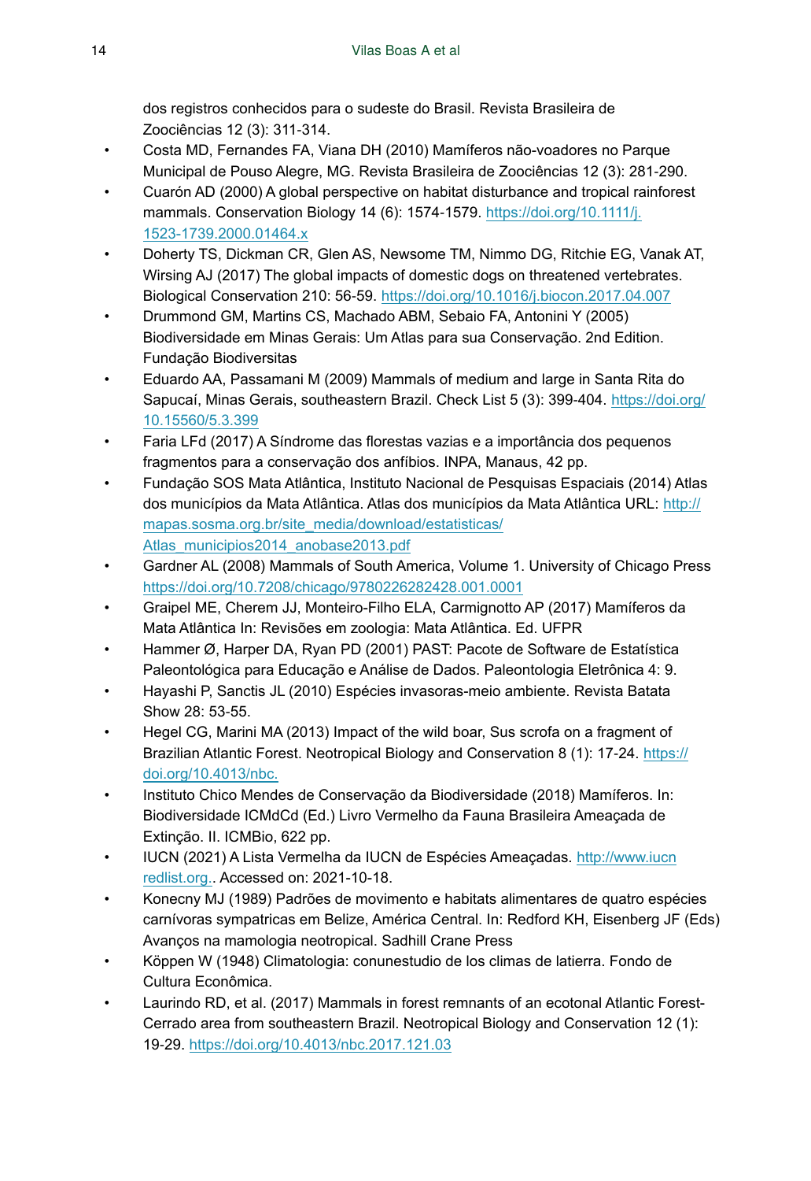dos registros conhecidos para o sudeste do Brasil. Revista Brasileira de Zoociências 12 (3): 311-314.

- Costa MD, Fernandes FA, Viana DH (2010) Mamíferos não-voadores no Parque Municipal de Pouso Alegre, MG. Revista Brasileira de Zoociências 12 (3): 281-290.
- Cuarón AD (2000) A global perspective on habitat disturbance and tropical rainforest mammals. Conservation Biology 14 (6): 1574-1579. https://doi.org/10.1111/j.1523-1739.2000.01464.x
- Doherty TS, Dickman CR, Glen AS, Newsome TM, Nimmo DG, Ritchie EG, Vanak AT, Wirsing AJ (2017) The global impacts of domestic dogs on threatened vertebrates. Biological Conservation 210: 56-59. https://doi.org/10.1016/j.biocon.2017.04.007
- Drummond GM, Martins CS, Machado ABM, Sebaio FA, Antonini Y (2005) Biodiversidade em Minas Gerais: Um Atlas para sua Conservação. 2nd Edition. Fundação Biodiversitas
- Eduardo AA, Passamani M (2009) Mammals of medium and large in Santa Rita do Sapucaí, Minas Gerais, southeastern Brazil. Check List 5 (3): 399-404. https://doi.org/10.15560/5.3.399
- Faria LFd (2017) A Síndrome das florestas vazias e a importância dos pequenos fragmentos para a conservação dos anfíbios. INPA, Manaus, 42 pp.
- Fundação SOS Mata Atlântica, Instituto Nacional de Pesquisas Espaciais (2014) Atlas dos municípios da Mata Atlântica. Atlas dos municípios da Mata Atlântica URL: http://mapas.sosma.org.br/site_media/download/estatisticas/Atlas_municipios2014_anobase2013.pdf
- Gardner AL (2008) Mammals of South America, Volume 1. University of Chicago Press https://doi.org/10.7208/chicago/9780226282428.001.0001
- Graipel ME, Cherem JJ, Monteiro-Filho ELA, Carmignotto AP (2017) Mamíferos da Mata Atlântica In: Revisões em zoologia: Mata Atlântica. Ed. UFPR
- Hammer Ø, Harper DA, Ryan PD (2001) PAST: Pacote de Software de Estatística Paleontológica para Educação e Análise de Dados. Paleontologia Eletrônica 4: 9.
- Hayashi P, Sanctis JL (2010) Espécies invasoras-meio ambiente. Revista Batata Show 28: 53-55.
- Hegel CG, Marini MA (2013) Impact of the wild boar, Sus scrofa on a fragment of Brazilian Atlantic Forest. Neotropical Biology and Conservation 8 (1): 17-24. https://doi.org/10.4013/nbc.
- Instituto Chico Mendes de Conservação da Biodiversidade (2018) Mamíferos. In: Biodiversidade ICMdCd (Ed.) Livro Vermelho da Fauna Brasileira Ameaçada de Extinção. II. ICMBio, 622 pp.
- IUCN (2021) A Lista Vermelha da IUCN de Espécies Ameaçadas. http://www.iucnredlist.org.. Accessed on: 2021-10-18.
- Konecny MJ (1989) Padrões de movimento e habitats alimentares de quatro espécies carnívoras sympatricas em Belize, América Central. In: Redford KH, Eisenberg JF (Eds) Avanços na mamologia neotropical. Sadhill Crane Press
- Köppen W (1948) Climatologia: conunestudio de los climas de latierra. Fondo de Cultura Econômica.
- Laurindo RD, et al. (2017) Mammals in forest remnants of an ecotonal Atlantic Forest-Cerrado area from southeastern Brazil. Neotropical Biology and Conservation 12 (1): 19-29. https://doi.org/10.4013/nbc.2017.121.03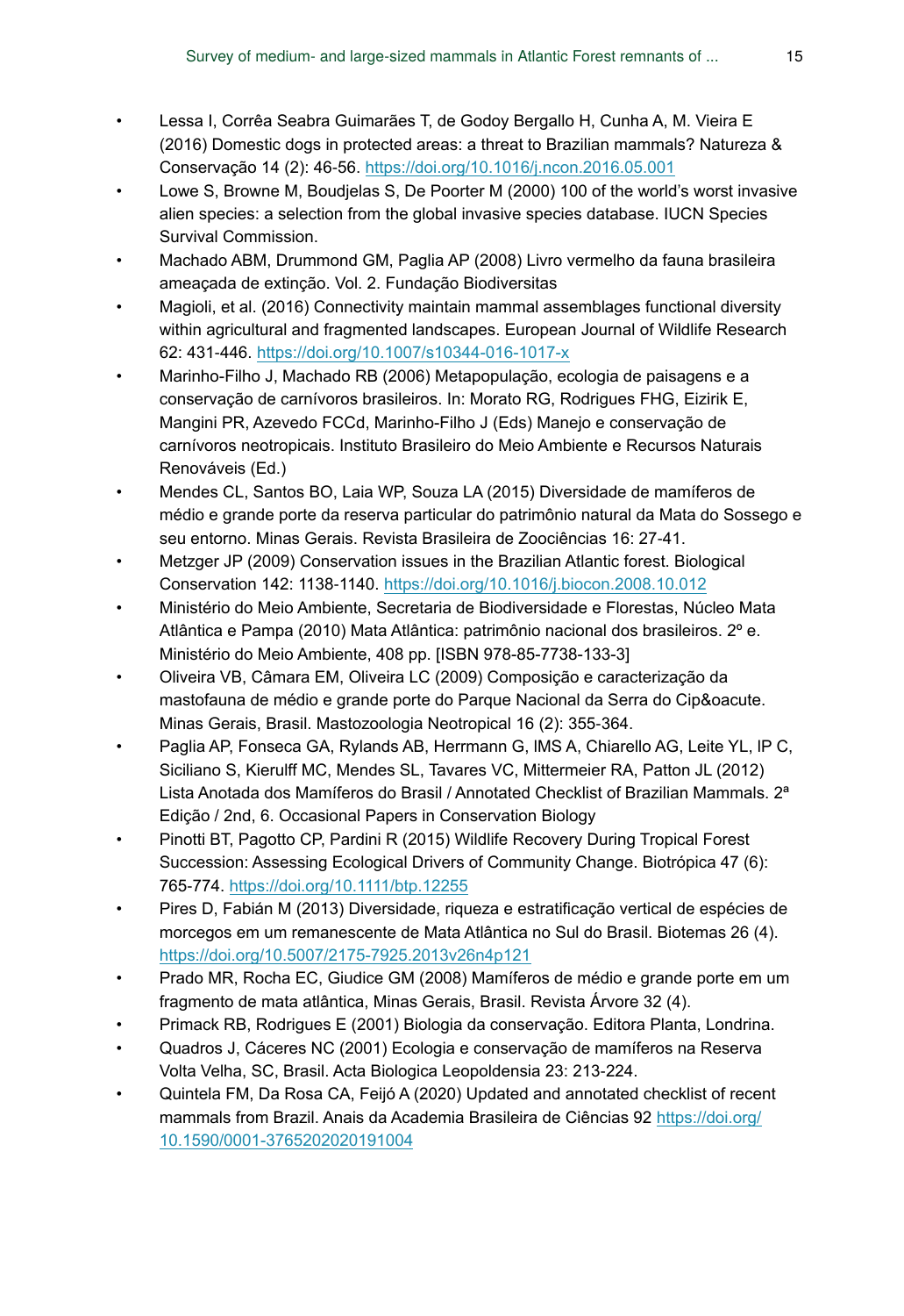- Lessa I, Corrêa Seabra Guimarães T, de Godoy Bergallo H, Cunha A, M. Vieira E (2016) Domestic dogs in protected areas: a threat to Brazilian mammals? Natureza & Conservação 14 (2): 46-56. https://doi.org/10.1016/j.ncon.2016.05.001
- Lowe S, Browne M, Boudjelas S, De Poorter M (2000) 100 of the world's worst invasive alien species: a selection from the global invasive species database. IUCN Species Survival Commission.
- Machado ABM, Drummond GM, Paglia AP (2008) Livro vermelho da fauna brasileira ameaçada de extinção. Vol. 2. Fundação Biodiversitas
- Magioli, et al. (2016) Connectivity maintain mammal assemblages functional diversity within agricultural and fragmented landscapes. European Journal of Wildlife Research 62: 431-446. https://doi.org/10.1007/s10344-016-1017-x
- Marinho-Filho J, Machado RB (2006) Metapopulação, ecologia de paisagens e a conservação de carnívoros brasileiros. In: Morato RG, Rodrigues FHG, Eizirik E, Mangini PR, Azevedo FCCd, Marinho-Filho J (Eds) Manejo e conservação de carnívoros neotropicais. Instituto Brasileiro do Meio Ambiente e Recursos Naturais Renováveis (Ed.)
- Mendes CL, Santos BO, Laia WP, Souza LA (2015) Diversidade de mamíferos de médio e grande porte da reserva particular do patrimônio natural da Mata do Sossego e seu entorno. Minas Gerais. Revista Brasileira de Zoociências 16: 27-41.
- Metzger JP (2009) Conservation issues in the Brazilian Atlantic forest. Biological Conservation 142: 1138-1140. https://doi.org/10.1016/j.biocon.2008.10.012
- Ministério do Meio Ambiente, Secretaria de Biodiversidade e Florestas, Núcleo Mata Atlântica e Pampa (2010) Mata Atlântica: patrimônio nacional dos brasileiros. 2º e. Ministério do Meio Ambiente, 408 pp. [ISBN 978-85-7738-133-3]
- Oliveira VB, Câmara EM, Oliveira LC (2009) Composição e caracterização da mastofauna de médio e grande porte do Parque Nacional da Serra do Cip&oacute. Minas Gerais, Brasil. Mastozoologia Neotropical 16 (2): 355-364.
- Paglia AP, Fonseca GA, Rylands AB, Herrmann G, lMS A, Chiarello AG, Leite YL, lP C, Siciliano S, Kierulff MC, Mendes SL, Tavares VC, Mittermeier RA, Patton JL (2012) Lista Anotada dos Mamíferos do Brasil / Annotated Checklist of Brazilian Mammals. 2ª Edição / 2nd, 6. Occasional Papers in Conservation Biology
- Pinotti BT, Pagotto CP, Pardini R (2015) Wildlife Recovery During Tropical Forest Succession: Assessing Ecological Drivers of Community Change. Biotrópica 47 (6): 765-774. https://doi.org/10.1111/btp.12255
- Pires D, Fabián M (2013) Diversidade, riqueza e estratificação vertical de espécies de morcegos em um remanescente de Mata Atlântica no Sul do Brasil. Biotemas 26 (4). https://doi.org/10.5007/2175-7925.2013v26n4p121
- Prado MR, Rocha EC, Giudice GM (2008) Mamíferos de médio e grande porte em um fragmento de mata atlântica, Minas Gerais, Brasil. Revista Árvore 32 (4).
- Primack RB, Rodrigues E (2001) Biologia da conservação. Editora Planta, Londrina.
- Quadros J, Cáceres NC (2001) Ecologia e conservação de mamíferos na Reserva Volta Velha, SC, Brasil. Acta Biologica Leopoldensia 23: 213-224.
- Quintela FM, Da Rosa CA, Feijó A (2020) Updated and annotated checklist of recent mammals from Brazil. Anais da Academia Brasileira de Ciências 92 https://doi.org/10.1590/0001-3765202020191004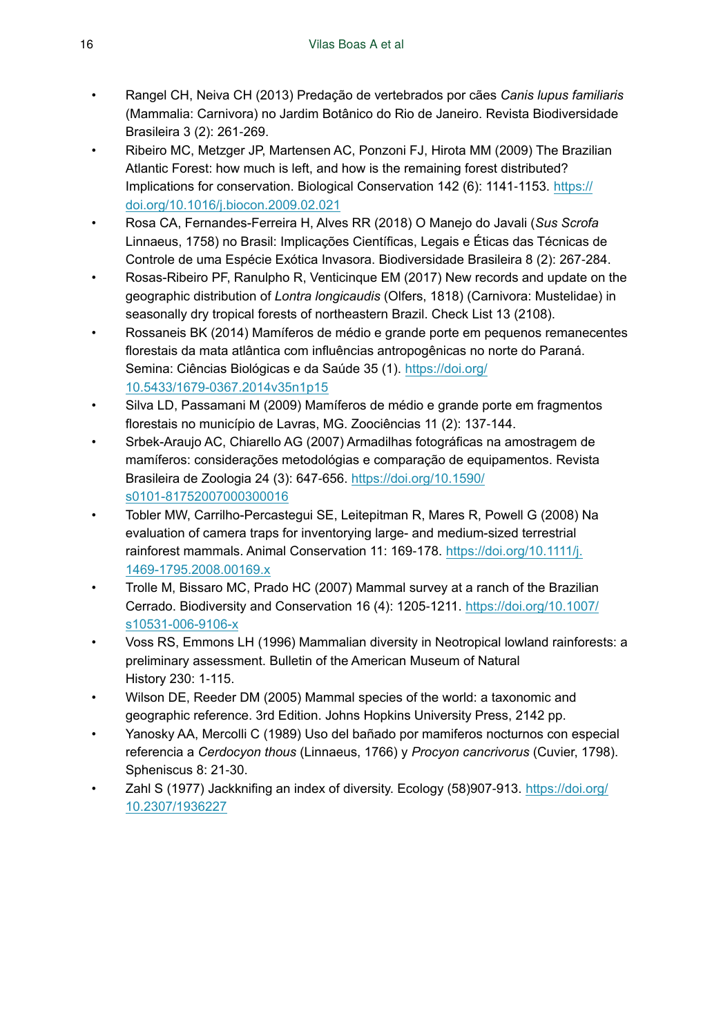- Rangel CH, Neiva CH (2013) Predação de vertebrados por cães *Canis lupus familiaris* (Mammalia: Carnivora) no Jardim Botânico do Rio de Janeiro. Revista Biodiversidade Brasileira 3 (2): 261-269.
- Ribeiro MC, Metzger JP, Martensen AC, Ponzoni FJ, Hirota MM (2009) The Brazilian Atlantic Forest: how much is left, and how is the remaining forest distributed? Implications for conservation. Biological Conservation 142 (6): 1141-1153. https://doi.org/10.1016/j.biocon.2009.02.021
- Rosa CA, Fernandes-Ferreira H, Alves RR (2018) O Manejo do Javali (*Sus Scrofa* Linnaeus, 1758) no Brasil: Implicações Científicas, Legais e Éticas das Técnicas de Controle de uma Espécie Exótica Invasora. Biodiversidade Brasileira 8 (2): 267-284.
- Rosas-Ribeiro PF, Ranulpho R, Venticinque EM (2017) New records and update on the geographic distribution of *Lontra longicaudis* (Olfers, 1818) (Carnivora: Mustelidae) in seasonally dry tropical forests of northeastern Brazil. Check List 13 (2108).
- Rossaneis BK (2014) Mamíferos de médio e grande porte em pequenos remanecentes florestais da mata atlântica com influências antropogênicas no norte do Paraná. Semina: Ciências Biológicas e da Saúde 35 (1). https://doi.org/10.5433/1679-0367.2014v35n1p15
- Silva LD, Passamani M (2009) Mamíferos de médio e grande porte em fragmentos florestais no município de Lavras, MG. Zoociências 11 (2): 137-144.
- Srbek-Araujo AC, Chiarello AG (2007) Armadilhas fotográficas na amostragem de mamíferos: considerações metodológias e comparação de equipamentos. Revista Brasileira de Zoologia 24 (3): 647-656. https://doi.org/10.1590/s0101-81752007000300016
- Tobler MW, Carrilho-Percastegui SE, Leitepitman R, Mares R, Powell G (2008) Na evaluation of camera traps for inventorying large- and medium-sized terrestrial rainforest mammals. Animal Conservation 11: 169-178. https://doi.org/10.1111/j.1469-1795.2008.00169.x
- Trolle M, Bissaro MC, Prado HC (2007) Mammal survey at a ranch of the Brazilian Cerrado. Biodiversity and Conservation 16 (4): 1205-1211. https://doi.org/10.1007/s10531-006-9106-x
- Voss RS, Emmons LH (1996) Mammalian diversity in Neotropical lowland rainforests: a preliminary assessment. Bulletin of the American Museum of Natural History 230: 1-115.
- Wilson DE, Reeder DM (2005) Mammal species of the world: a taxonomic and geographic reference. 3rd Edition. Johns Hopkins University Press, 2142 pp.
- Yanosky AA, Mercolli C (1989) Uso del bañado por mamiferos nocturnos con especial referencia a *Cerdocyon thous* (Linnaeus, 1766) y *Procyon cancrivorus* (Cuvier, 1798). Spheniscus 8: 21-30.
- Zahl S (1977) Jackknifing an index of diversity. Ecology (58)907-913. https://doi.org/10.2307/1936227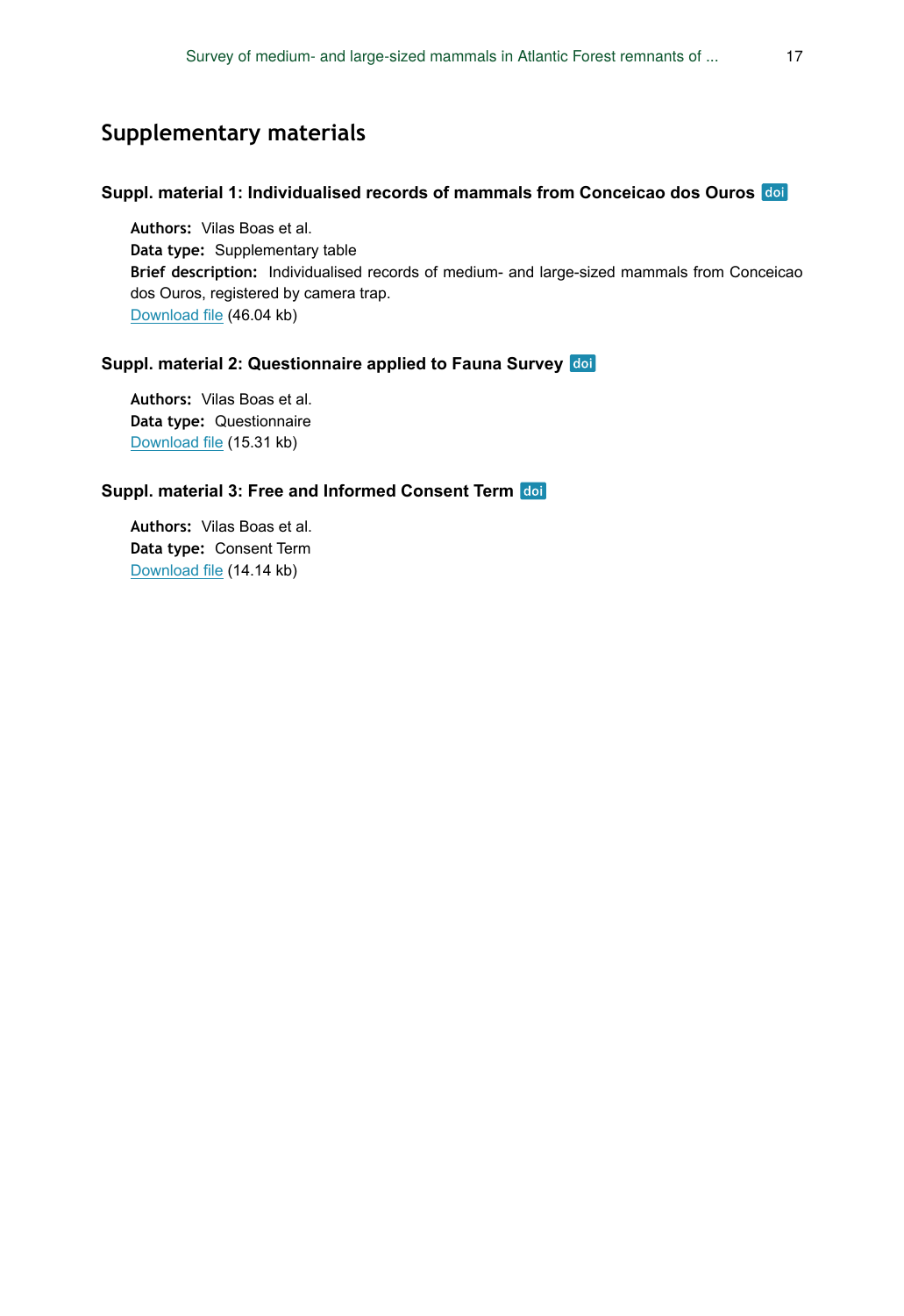## Supplementary materials

### Suppl. material 1: Individualised records of mammals from Conceicao dos Ouros doi

**Authors:** Vilas Boas et al.
**Data type:** Supplementary table
**Brief description:** Individualised records of medium- and large-sized mammals from Conceicao dos Ouros, registered by camera trap.
Download file (46.04 kb)

### Suppl. material 2: Questionnaire applied to Fauna Survey doi

**Authors:** Vilas Boas et al.
**Data type:** Questionnaire
Download file (15.31 kb)

### Suppl. material 3: Free and Informed Consent Term doi

**Authors:** Vilas Boas et al.
**Data type:** Consent Term
Download file (14.14 kb)